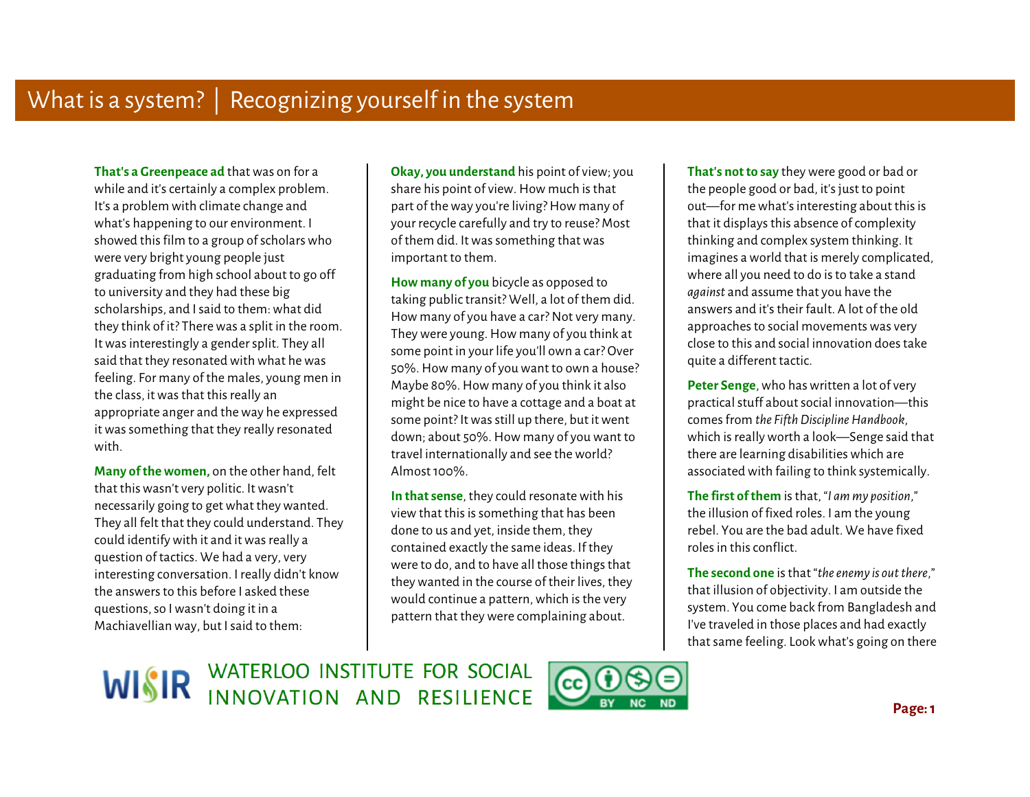# What is a system? | Recognizing yourself in the system

**That's a Greenpeace ad** that was on for a while and it's certainly a complex problem. It's a problem with climate change and what's happening to our environment. I showed this film to a group of scholars who were very bright young people just graduating from high school about to go off to university and they had these big scholarships, and I said to them: what did they think of it? There was a split in the room. It was interestingly a gender split. They all said that they resonated with what he was feeling. For many of the males, young men in the class, it was that this really an appropriate anger and the way he expressed it was something that they really resonated with.

**Many of the women,** on the other hand, felt that this wasn't very politic. It wasn't necessarily going to get what they wanted. They all felt that they could understand. They could identify with it and it was really a question of tactics. We had a very, very interesting conversation. I really didn't know the answers to this before I asked these questions, so I wasn't doing it in a Machiavellian way, but I said to them:

**Okay, you understand** his point of view; you share his point of view. How much is that part of the way you're living? How many of your recycle carefully and try to reuse? Most of them did. It was something that was important to them.

**How many of you** bicycle as opposed to taking public transit? Well, a lot of them did. How many of you have a car? Not very many. They were young. How many of you think at some point in your life you'll own a car? Over 50%. How many of you want to own a house? Maybe 80%. How many of you think it also might be nice to have a cottage and a boat at some point? It was still up there, but it went down; about 50%. How many of you want to travel internationally and see the world? Almost 100%.

**In that sense**, they could resonate with his view that this is something that has been done to us and yet, inside them, they contained exactly the same ideas. If they were to do, and to have all those things that they wanted in the course of their lives, they would continue a pattern, which is the very pattern that they were complaining about.

**That's not to say** they were good or bad or the people good or bad, it's just to point out—for me what's interesting about this is that it displays this absence of complexity thinking and complex system thinking. It imagines a world that is merely complicated, where all you need to do is to take a stand *against* and assume that you have the answers and it's their fault. A lot of the old approaches to social movements was very close to this and social innovation does take quite a different tactic.

**Peter Senge**, who has written a lot of very practical stuff about social innovation—this comes from *the Fifth Discipline Handbook*, which is really worth a look—Senge said that there are learning disabilities which are associated with failing to think systemically.

**The first of them** is that, "*I am my position*," the illusion of fixed roles. I am the young rebel. You are the bad adult. We have fixed roles in this conflict.

**The second one** is that "*the enemy is out there*," that illusion of objectivity. I am outside the system. You come back from Bangladesh and I've traveled in those places and had exactly that same feeling. Look what's going on there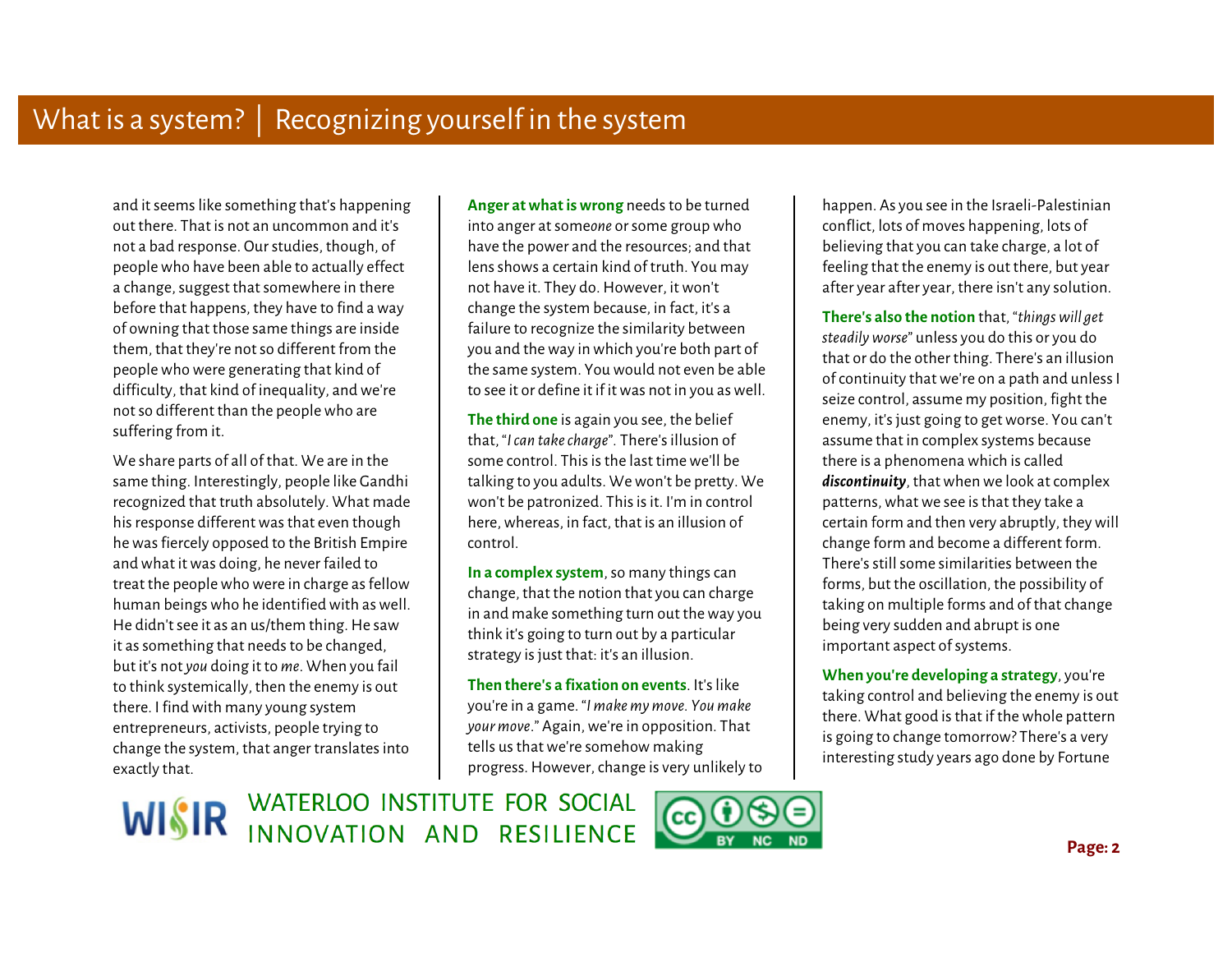and it seems like something that's happening out there. That is not an uncommon and it's not a bad response. Our studies, though, of people who have been able to actually effect a change, suggest that somewhere in there before that happens, they have to find a way of owning that those same things are inside them, that they're not so different from the people who were generating that kind of difficulty, that kind of inequality, and we're not so different than the people who are suffering from it.

We share parts of all of that. We are in the same thing. Interestingly, people like Gandhi recognized that truth absolutely. What made his response different was that even though he was fiercely opposed to the British Empire and what it was doing, he never failed to treat the people who were in charge as fellow human beings who he identified with as well. He didn't see it as an us/them thing. He saw it as something that needs to be changed, but it's not *you* doing it to *me*. When you fail to think systemically, then the enemy is out there. I find with many young system entrepreneurs, activists, people trying to change the system, that anger translates into exactly that.

**Anger at what is wrong** needs to be turned into anger at some*one* or some group who have the power and the resources; and that lens shows a certain kind of truth. You may not have it. They do. However, it won't change the system because, in fact, it's a failure to recognize the similarity between you and the way in which you're both part of the same system. You would not even be able to see it or define it if it was not in you as well.

**The third one** is again you see, the belief that, "*I can take charge*". There's illusion of some control. This is the last time we'll be talking to you adults. We won't be pretty. We won't be patronized. This is it. I'm in control here, whereas, in fact, that is an illusion of control.

**In a complex system**, so many things can change, that the notion that you can charge in and make something turn out the way you think it's going to turn out by a particular strategy is just that: it's an illusion.

**Then there's a fixation on events**. It's like you're in a game. "*I make my move. You make your move*." Again, we're in opposition. That tells us that we're somehow making progress. However, change is very unlikely to happen. As you see in the Israeli-Palestinian conflict, lots of moves happening, lots of believing that you can take charge, a lot of feeling that the enemy is out there, but year after year after year, there isn't any solution.

**There's also the notion** that, "*things will get steadily worse*" unless you do this or you do that or do the other thing. There's an illusion of continuity that we're on a path and unless I seize control, assume my position, fight the enemy, it's just going to get worse. You can't assume that in complex systems because there is a phenomena which is called ***discontinuity***, that when we look at complex patterns, what we see is that they take a certain form and then very abruptly, they will change form and become a different form. There's still some similarities between the forms, but the oscillation, the possibility of taking on multiple forms and of that change being very sudden and abrupt is one important aspect of systems.

**When you're developing a strategy**, you're taking control and believing the enemy is out there. What good is that if the whole pattern is going to change tomorrow? There's a very interesting study years ago done by Fortune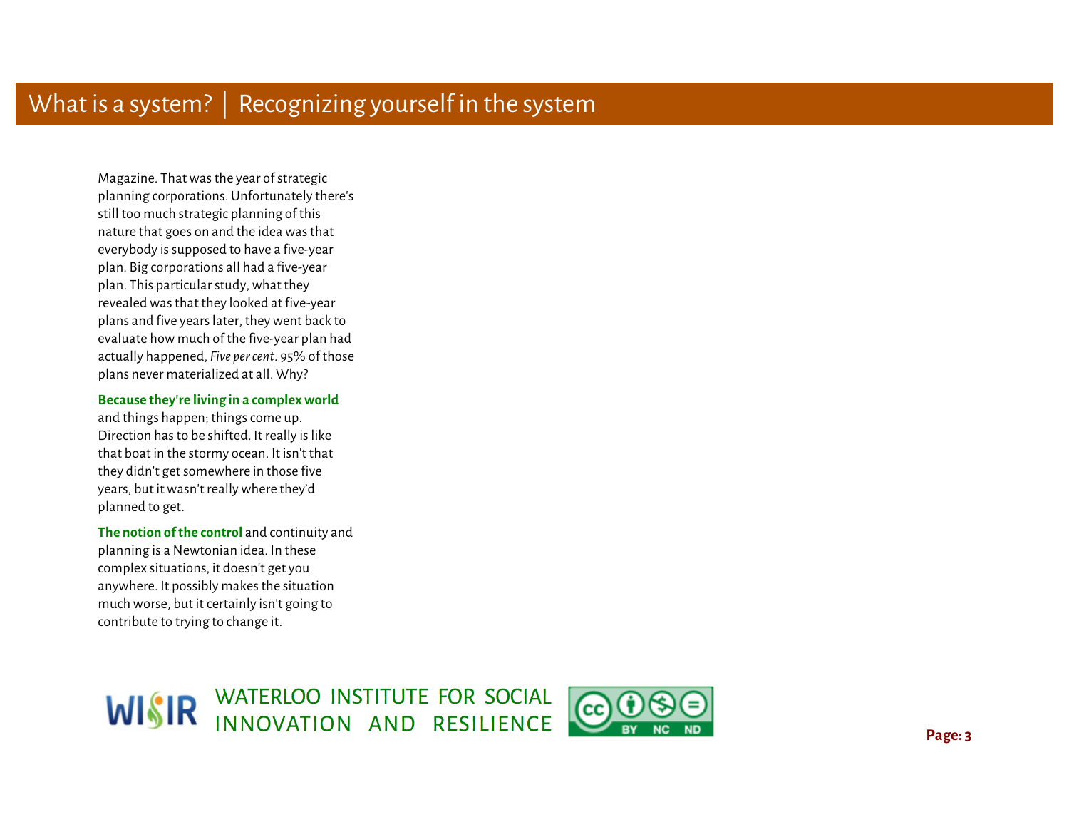Magazine. That was the year of strategic planning corporations. Unfortunately there's still too much strategic planning of this nature that goes on and the idea was that everybody is supposed to have a five-year plan. Big corporations all had a five-year plan. This particular study, what they revealed was that they looked at five-year plans and five years later, they went back to evaluate how much of the five-year plan had actually happened, *Five per cent*. 95% of those plans never materialized at all. Why?

**Because they're living in a complex world** and things happen; things come up. Direction has to be shifted. It really is like that boat in the stormy ocean. It isn't that they didn't get somewhere in those five years, but it wasn't really where they'd planned to get.

**The notion of the control** and continuity and planning is a Newtonian idea. In these complex situations, it doesn't get you anywhere. It possibly makes the situation much worse, but it certainly isn't going to contribute to trying to change it.